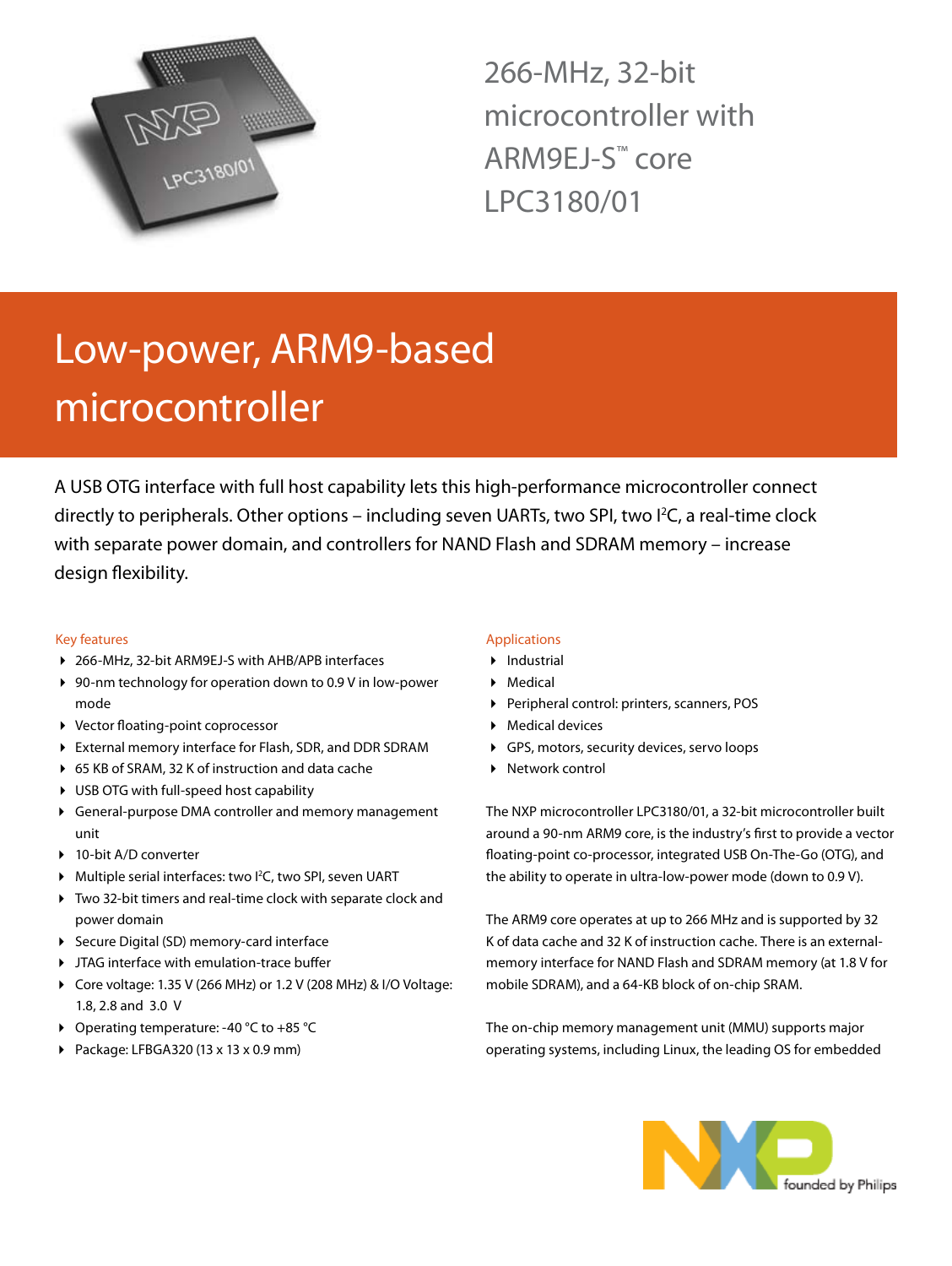# 266-MHz, 32-bit microcontroller with ARM9EJ-S™ core LPC3180/01

## Low-power, ARM9-based microcontroller

A USB OTG interface with full host capability lets this high-performance microcontroller connect directly to peripherals. Other options – including seven UARTs, two SPI, two I²C, a real-time clock with separate power domain, and controllers for NAND Flash and SDRAM memory – increase design flexibility.

### Key features

- 266-MHz, 32-bit ARM9EJ-S with AHB/APB interfaces
- 90-nm technology for operation down to 0.9 V in low-power mode
- Vector floating-point coprocessor
- External memory interface for Flash, SDR, and DDR SDRAM
- 65 KB of SRAM, 32 K of instruction and data cache
- USB OTG with full-speed host capability
- General-purpose DMA controller and memory management unit
- 10-bit A/D converter
- Multiple serial interfaces: two I²C, two SPI, seven UART
- Two 32-bit timers and real-time clock with separate clock and power domain
- Secure Digital (SD) memory-card interface
- JTAG interface with emulation-trace buffer
- Core voltage: 1.35 V (266 MHz) or 1.2 V (208 MHz) & I/O Voltage: 1.8, 2.8 and 3.0 V
- Operating temperature: -40 °C to +85 °C
- Package: LFBGA320 (13 x 13 x 0.9 mm)

### Applications

- Industrial
- Medical
- Peripheral control: printers, scanners, POS
- Medical devices
- GPS, motors, security devices, servo loops
- Network control

The NXP microcontroller LPC3180/01, a 32-bit microcontroller built around a 90-nm ARM9 core, is the industry's first to provide a vector floating-point co-processor, integrated USB On-The-Go (OTG), and the ability to operate in ultra-low-power mode (down to 0.9 V).

The ARM9 core operates at up to 266 MHz and is supported by 32 K of data cache and 32 K of instruction cache. There is an external-memory interface for NAND Flash and SDRAM memory (at 1.8 V for mobile SDRAM), and a 64-KB block of on-chip SRAM.

The on-chip memory management unit (MMU) supports major operating systems, including Linux, the leading OS for embedded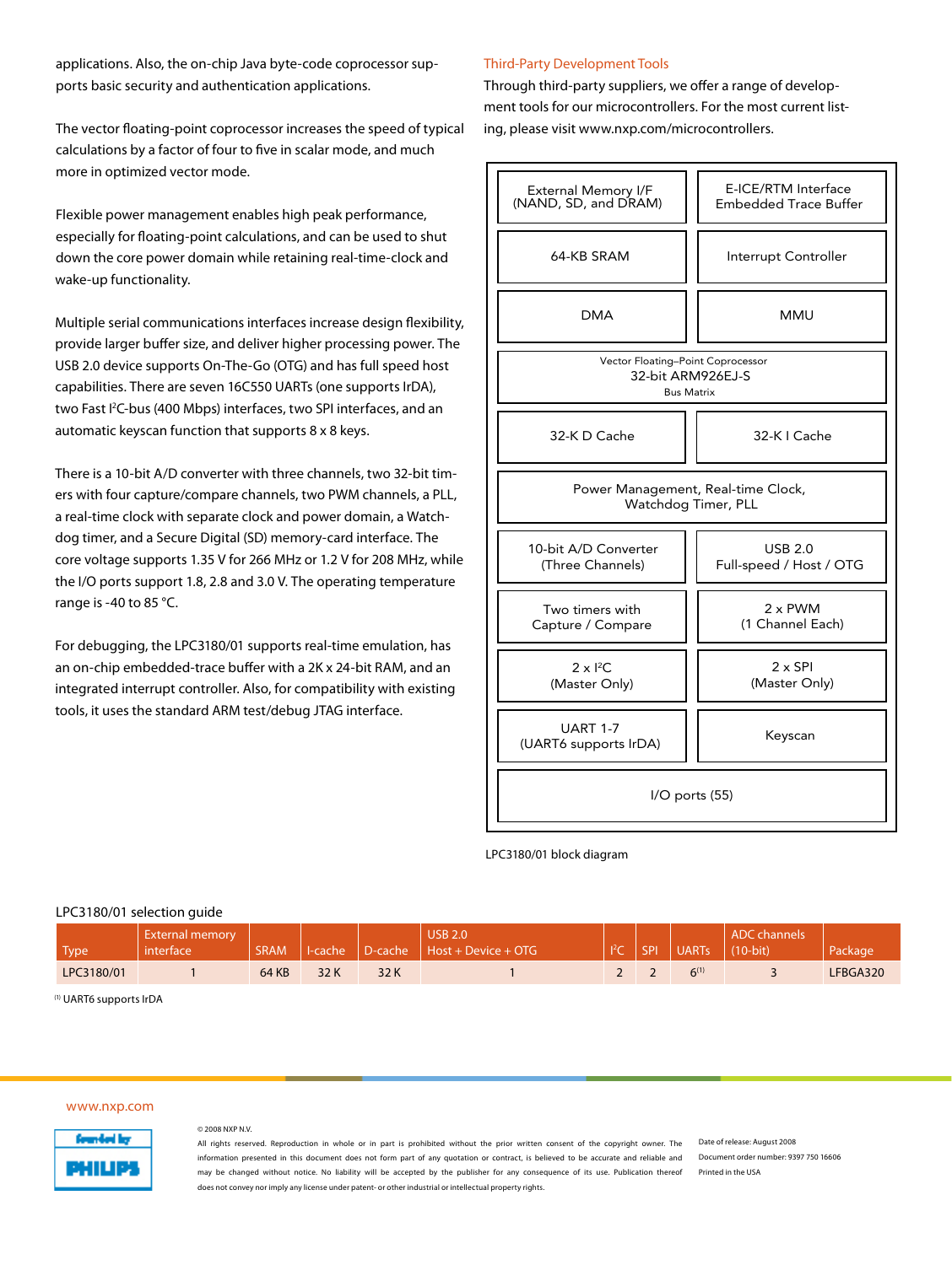applications. Also, the on-chip Java byte-code coprocessor supports basic security and authentication applications.

The vector floating-point coprocessor increases the speed of typical calculations by a factor of four to five in scalar mode, and much more in optimized vector mode.

Flexible power management enables high peak performance, especially for floating-point calculations, and can be used to shut down the core power domain while retaining real-time-clock and wake-up functionality.

Multiple serial communications interfaces increase design flexibility, provide larger buffer size, and deliver higher processing power. The USB 2.0 device supports On-The-Go (OTG) and has full speed host capabilities. There are seven 16C550 UARTs (one supports IrDA), two Fast I²C-bus (400 Mbps) interfaces, two SPI interfaces, and an automatic keyscan function that supports 8 x 8 keys.

There is a 10-bit A/D converter with three channels, two 32-bit timers with four capture/compare channels, two PWM channels, a PLL, a real-time clock with separate clock and power domain, a Watchdog timer, and a Secure Digital (SD) memory-card interface. The core voltage supports 1.35 V for 266 MHz or 1.2 V for 208 MHz, while the I/O ports support 1.8, 2.8 and 3.0 V. The operating temperature range is -40 to 85 °C.

For debugging, the LPC3180/01 supports real-time emulation, has an on-chip embedded-trace buffer with a 2K x 24-bit RAM, and an integrated interrupt controller. Also, for compatibility with existing tools, it uses the standard ARM test/debug JTAG interface.

## Third-Party Development Tools

Through third-party suppliers, we offer a range of development tools for our microcontrollers. For the most current listing, please visit www.nxp.com/microcontrollers.

External Memory I/F (NAND, SD, and DRAM)
E-ICE/RTM Interface Embedded Trace Buffer
64-KB SRAM
Interrupt Controller
DMA
MMU
Vector Floating–Point Coprocessor
32-bit ARM926EJ-S
Bus Matrix
32-K D Cache
32-K I Cache
Power Management, Real-time Clock, Watchdog Timer, PLL
10-bit A/D Converter (Three Channels)
USB 2.0 Full-speed / Host / OTG
Two timers with Capture / Compare
2 x PWM (1 Channel Each)
2 x I²C (Master Only)
2 x SPI (Master Only)
UART 1-7 (UART6 supports IrDA)
Keyscan
I/O ports (55)

LPC3180/01 block diagram

LPC3180/01 selection guide

| Type | External memory interface | SRAM | I-cache | D-cache | USB 2.0 Host + Device + OTG | I²C | SPI | UARTs | ADC channels (10-bit) | Package |
|---|---|---|---|---|---|---|---|---|---|---|
| LPC3180/01 | 1 | 64 KB | 32 K | 32 K | 1 | 2 | 2 | 6[1] | 3 | LFBGA320 |

[1] UART6 supports IrDA

www.nxp.com

© 2008 NXP N.V.

All rights reserved. Reproduction in whole or in part is prohibited without the prior written consent of the copyright owner. The information presented in this document does not form part of any quotation or contract, is believed to be accurate and reliable and may be changed without notice. No liability will be accepted by the publisher for any consequence of its use. Publication thereof does not convey nor imply any license under patent- or other industrial or intellectual property rights.

Date of release: August 2008
Document order number: 9397 750 16606
Printed in the USA